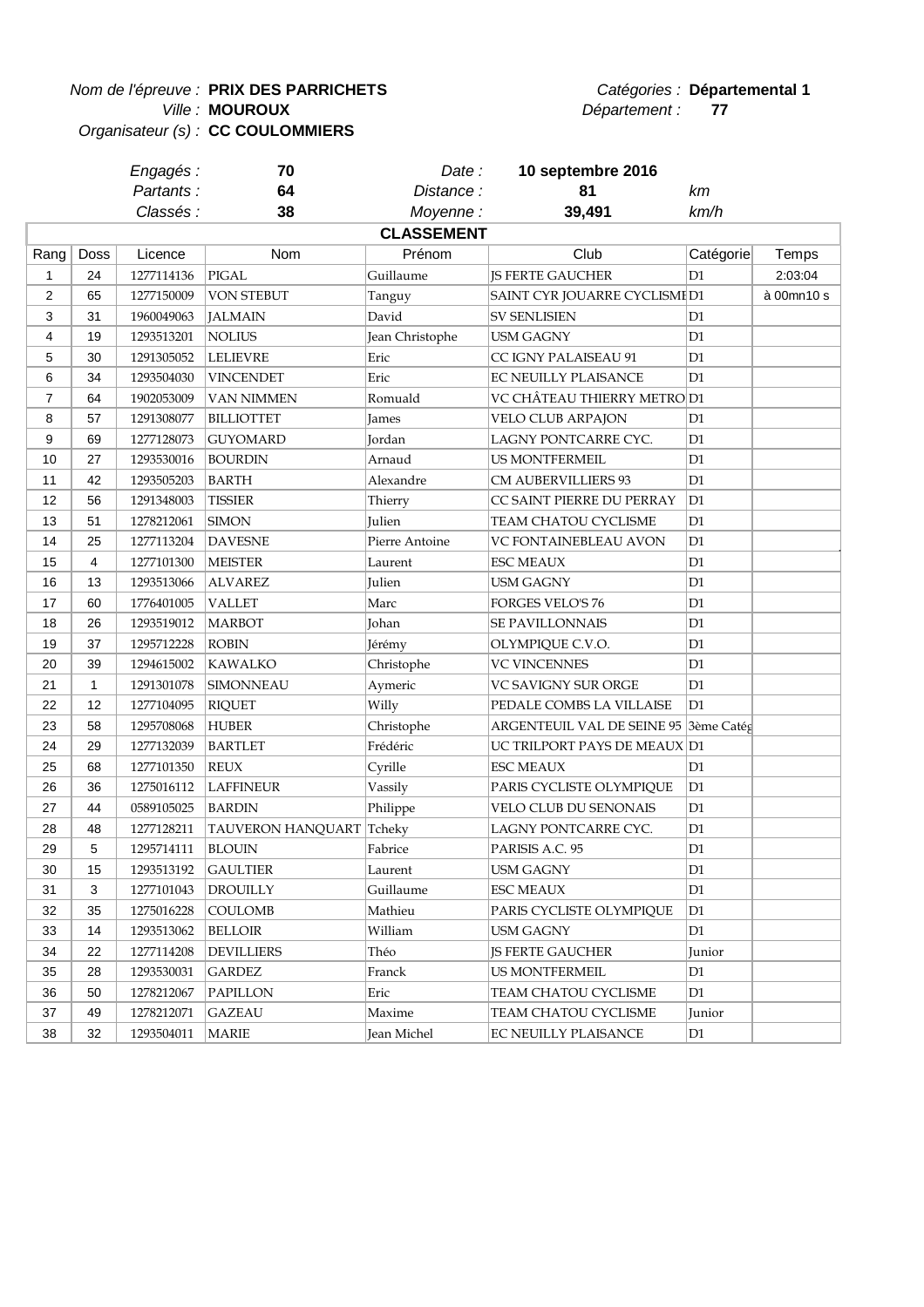*Nom de l'épreuve :* **PRIX DES PARRICHETS** *Catégories :* **Départemental 1**

*Ville :* **MOUROUX** *Département :* **77**

*Organisateur (s) :* **CC COULOMMIERS**

| | | | | |
|---|---|---|---|---|
| *Engagés :* | **70** | *Date :* | **10 septembre 2016** | |
| *Partants :* | **64** | *Distance :* | **81** | *km* |
| *Classés :* | **38** | *Moyenne :* | **39,491** | *km/h* |

**CLASSEMENT**

| Rang | Doss | Licence | Nom | Prénom | Club | Catégorie | Temps |
|---|---|---|---|---|---|---|---|
| 1 | 24 | 1277114136 | PIGAL | Guillaume | JS FERTE GAUCHER | D1 | 2:03:04 |
| 2 | 65 | 1277150009 | VON STEBUT | Tanguy | SAINT CYR JOUARRE CYCLISME | D1 | à 00mn10 s |
| 3 | 31 | 1960049063 | JALMAIN | David | SV SENLISIEN | D1 | |
| 4 | 19 | 1293513201 | NOLIUS | Jean Christophe | USM GAGNY | D1 | |
| 5 | 30 | 1291305052 | LELIEVRE | Eric | CC IGNY PALAISEAU 91 | D1 | |
| 6 | 34 | 1293504030 | VINCENDET | Eric | EC NEUILLY PLAISANCE | D1 | |
| 7 | 64 | 1902053009 | VAN NIMMEN | Romuald | VC CHÂTEAU THIERRY METRO | D1 | |
| 8 | 57 | 1291308077 | BILLIOTTET | James | VELO CLUB ARPAJON | D1 | |
| 9 | 69 | 1277128073 | GUYOMARD | Jordan | LAGNY PONTCARRE CYC. | D1 | |
| 10 | 27 | 1293530016 | BOURDIN | Arnaud | US MONTFERMEIL | D1 | |
| 11 | 42 | 1293505203 | BARTH | Alexandre | CM AUBERVILLIERS 93 | D1 | |
| 12 | 56 | 1291348003 | TISSIER | Thierry | CC SAINT PIERRE DU PERRAY | D1 | |
| 13 | 51 | 1278212061 | SIMON | Julien | TEAM CHATOU CYCLISME | D1 | |
| 14 | 25 | 1277113204 | DAVESNE | Pierre Antoine | VC FONTAINEBLEAU AVON | D1 | |
| 15 | 4 | 1277101300 | MEISTER | Laurent | ESC MEAUX | D1 | |
| 16 | 13 | 1293513066 | ALVAREZ | Julien | USM GAGNY | D1 | |
| 17 | 60 | 1776401005 | VALLET | Marc | FORGES VELO'S 76 | D1 | |
| 18 | 26 | 1293519012 | MARBOT | Johan | SE PAVILLONNAIS | D1 | |
| 19 | 37 | 1295712228 | ROBIN | Jérémy | OLYMPIQUE C.V.O. | D1 | |
| 20 | 39 | 1294615002 | KAWALKO | Christophe | VC VINCENNES | D1 | |
| 21 | 1 | 1291301078 | SIMONNEAU | Aymeric | VC SAVIGNY SUR ORGE | D1 | |
| 22 | 12 | 1277104095 | RIQUET | Willy | PEDALE COMBS LA VILLAISE | D1 | |
| 23 | 58 | 1295708068 | HUBER | Christophe | ARGENTEUIL VAL DE SEINE 95 | 3ème Catég | |
| 24 | 29 | 1277132039 | BARTLET | Frédéric | UC TRILPORT PAYS DE MEAUX | D1 | |
| 25 | 68 | 1277101350 | REUX | Cyrille | ESC MEAUX | D1 | |
| 26 | 36 | 1275016112 | LAFFINEUR | Vassily | PARIS CYCLISTE OLYMPIQUE | D1 | |
| 27 | 44 | 0589105025 | BARDIN | Philippe | VELO CLUB DU SENONAIS | D1 | |
| 28 | 48 | 1277128211 | TAUVERON HANQUART | Tcheky | LAGNY PONTCARRE CYC. | D1 | |
| 29 | 5 | 1295714111 | BLOUIN | Fabrice | PARISIS A.C. 95 | D1 | |
| 30 | 15 | 1293513192 | GAULTIER | Laurent | USM GAGNY | D1 | |
| 31 | 3 | 1277101043 | DROUILLY | Guillaume | ESC MEAUX | D1 | |
| 32 | 35 | 1275016228 | COULOMB | Mathieu | PARIS CYCLISTE OLYMPIQUE | D1 | |
| 33 | 14 | 1293513062 | BELLOIR | William | USM GAGNY | D1 | |
| 34 | 22 | 1277114208 | DEVILLIERS | Théo | JS FERTE GAUCHER | Junior | |
| 35 | 28 | 1293530031 | GARDEZ | Franck | US MONTFERMEIL | D1 | |
| 36 | 50 | 1278212067 | PAPILLON | Eric | TEAM CHATOU CYCLISME | D1 | |
| 37 | 49 | 1278212071 | GAZEAU | Maxime | TEAM CHATOU CYCLISME | Junior | |
| 38 | 32 | 1293504011 | MARIE | Jean Michel | EC NEUILLY PLAISANCE | D1 | |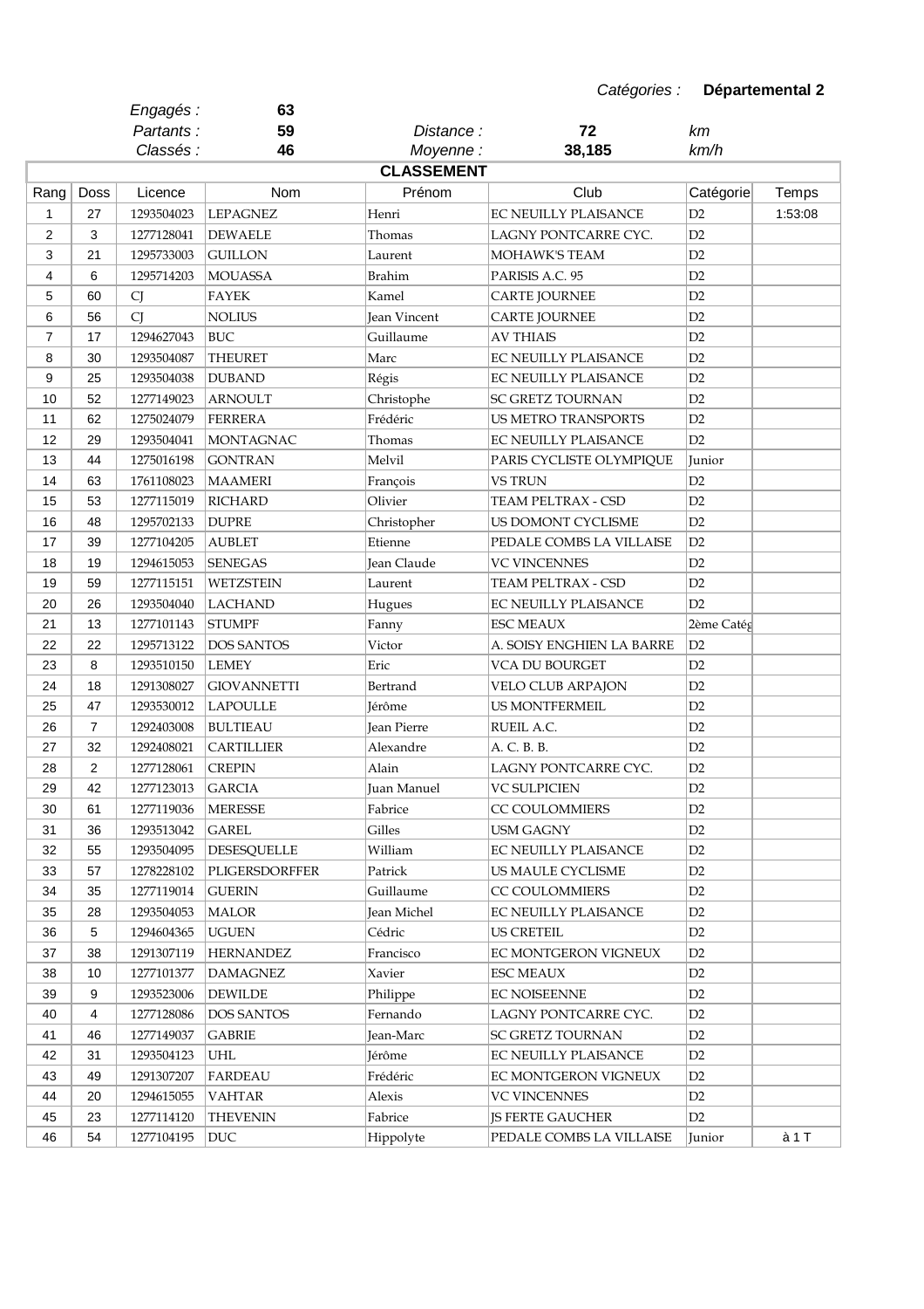*Catégories :* **Départemental 2**

| | |
|---|---|
| *Engagés :* | **63** |
| *Partants :* | **59** |
| *Classés :* | **46** |

*Distance :* **72** *km*

*Moyenne :* **38,185** *km/h*

## CLASSEMENT

| Rang | Doss | Licence | Nom | Prénom | Club | Catégorie | Temps |
|---|---|---|---|---|---|---|---|
| 1 | 27 | 1293504023 | LEPAGNEZ | Henri | EC NEUILLY PLAISANCE | D2 | 1:53:08 |
| 2 | 3 | 1277128041 | DEWAELE | Thomas | LAGNY PONTCARRE CYC. | D2 | |
| 3 | 21 | 1295733003 | GUILLON | Laurent | MOHAWK'S TEAM | D2 | |
| 4 | 6 | 1295714203 | MOUASSA | Brahim | PARISIS A.C. 95 | D2 | |
| 5 | 60 | CJ | FAYEK | Kamel | CARTE JOURNEE | D2 | |
| 6 | 56 | CJ | NOLIUS | Jean Vincent | CARTE JOURNEE | D2 | |
| 7 | 17 | 1294627043 | BUC | Guillaume | AV THIAIS | D2 | |
| 8 | 30 | 1293504087 | THEURET | Marc | EC NEUILLY PLAISANCE | D2 | |
| 9 | 25 | 1293504038 | DUBAND | Régis | EC NEUILLY PLAISANCE | D2 | |
| 10 | 52 | 1277149023 | ARNOULT | Christophe | SC GRETZ TOURNAN | D2 | |
| 11 | 62 | 1275024079 | FERRERA | Frédéric | US METRO TRANSPORTS | D2 | |
| 12 | 29 | 1293504041 | MONTAGNAC | Thomas | EC NEUILLY PLAISANCE | D2 | |
| 13 | 44 | 1275016198 | GONTRAN | Melvil | PARIS CYCLISTE OLYMPIQUE | Junior | |
| 14 | 63 | 1761108023 | MAAMERI | François | VS TRUN | D2 | |
| 15 | 53 | 1277115019 | RICHARD | Olivier | TEAM PELTRAX - CSD | D2 | |
| 16 | 48 | 1295702133 | DUPRE | Christopher | US DOMONT CYCLISME | D2 | |
| 17 | 39 | 1277104205 | AUBLET | Etienne | PEDALE COMBS LA VILLAISE | D2 | |
| 18 | 19 | 1294615053 | SENEGAS | Jean Claude | VC VINCENNES | D2 | |
| 19 | 59 | 1277115151 | WETZSTEIN | Laurent | TEAM PELTRAX - CSD | D2 | |
| 20 | 26 | 1293504040 | LACHAND | Hugues | EC NEUILLY PLAISANCE | D2 | |
| 21 | 13 | 1277101143 | STUMPF | Fanny | ESC MEAUX | 2ème Catég | |
| 22 | 22 | 1295713122 | DOS SANTOS | Victor | A. SOISY ENGHIEN LA BARRE | D2 | |
| 23 | 8 | 1293510150 | LEMEY | Eric | VCA DU BOURGET | D2 | |
| 24 | 18 | 1291308027 | GIOVANNETTI | Bertrand | VELO CLUB ARPAJON | D2 | |
| 25 | 47 | 1293530012 | LAPOULLE | Jérôme | US MONTFERMEIL | D2 | |
| 26 | 7 | 1292403008 | BULTIEAU | Jean Pierre | RUEIL A.C. | D2 | |
| 27 | 32 | 1292408021 | CARTILLIER | Alexandre | A. C. B. B. | D2 | |
| 28 | 2 | 1277128061 | CREPIN | Alain | LAGNY PONTCARRE CYC. | D2 | |
| 29 | 42 | 1277123013 | GARCIA | Juan Manuel | VC SULPICIEN | D2 | |
| 30 | 61 | 1277119036 | MERESSE | Fabrice | CC COULOMMIERS | D2 | |
| 31 | 36 | 1293513042 | GAREL | Gilles | USM GAGNY | D2 | |
| 32 | 55 | 1293504095 | DESESQUELLE | William | EC NEUILLY PLAISANCE | D2 | |
| 33 | 57 | 1278228102 | PLIGERSDORFFER | Patrick | US MAULE CYCLISME | D2 | |
| 34 | 35 | 1277119014 | GUERIN | Guillaume | CC COULOMMIERS | D2 | |
| 35 | 28 | 1293504053 | MALOR | Jean Michel | EC NEUILLY PLAISANCE | D2 | |
| 36 | 5 | 1294604365 | UGUEN | Cédric | US CRETEIL | D2 | |
| 37 | 38 | 1291307119 | HERNANDEZ | Francisco | EC MONTGERON VIGNEUX | D2 | |
| 38 | 10 | 1277101377 | DAMAGNEZ | Xavier | ESC MEAUX | D2 | |
| 39 | 9 | 1293523006 | DEWILDE | Philippe | EC NOISEENNE | D2 | |
| 40 | 4 | 1277128086 | DOS SANTOS | Fernando | LAGNY PONTCARRE CYC. | D2 | |
| 41 | 46 | 1277149037 | GABRIE | Jean-Marc | SC GRETZ TOURNAN | D2 | |
| 42 | 31 | 1293504123 | UHL | Jérôme | EC NEUILLY PLAISANCE | D2 | |
| 43 | 49 | 1291307207 | FARDEAU | Frédéric | EC MONTGERON VIGNEUX | D2 | |
| 44 | 20 | 1294615055 | VAHTAR | Alexis | VC VINCENNES | D2 | |
| 45 | 23 | 1277114120 | THEVENIN | Fabrice | JS FERTE GAUCHER | D2 | |
| 46 | 54 | 1277104195 | DUC | Hippolyte | PEDALE COMBS LA VILLAISE | Junior | à 1 T |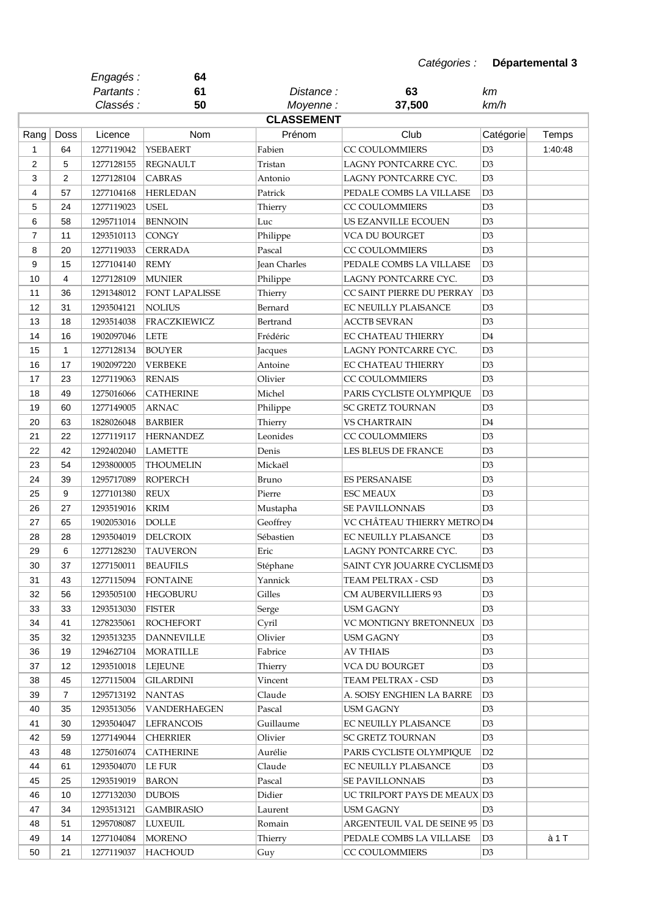*Catégories :* **Départemental 3**

| | |
|---|---|
| *Engagés :* | **64** |
| *Partants :* | **61** |
| *Classés :* | **50** |

| | | |
|---|---|---|
| *Distance :* | **63** | *km* |
| *Moyenne :* | **37,500** | *km/h* |

**CLASSEMENT**

| Rang | Doss | Licence | Nom | Prénom | Club | Catégorie | Temps |
|---|---|---|---|---|---|---|---|
| 1 | 64 | 1277119042 | YSEBAERT | Fabien | CC COULOMMIERS | D3 | 1:40:48 |
| 2 | 5 | 1277128155 | REGNAULT | Tristan | LAGNY PONTCARRE CYC. | D3 | |
| 3 | 2 | 1277128104 | CABRAS | Antonio | LAGNY PONTCARRE CYC. | D3 | |
| 4 | 57 | 1277104168 | HERLEDAN | Patrick | PEDALE COMBS LA VILLAISE | D3 | |
| 5 | 24 | 1277119023 | USEL | Thierry | CC COULOMMIERS | D3 | |
| 6 | 58 | 1295711014 | BENNOIN | Luc | US EZANVILLE ECOUEN | D3 | |
| 7 | 11 | 1293510113 | CONGY | Philippe | VCA DU BOURGET | D3 | |
| 8 | 20 | 1277119033 | CERRADA | Pascal | CC COULOMMIERS | D3 | |
| 9 | 15 | 1277104140 | REMY | Jean Charles | PEDALE COMBS LA VILLAISE | D3 | |
| 10 | 4 | 1277128109 | MUNIER | Philippe | LAGNY PONTCARRE CYC. | D3 | |
| 11 | 36 | 1291348012 | FONT LAPALISSE | Thierry | CC SAINT PIERRE DU PERRAY | D3 | |
| 12 | 31 | 1293504121 | NOLIUS | Bernard | EC NEUILLY PLAISANCE | D3 | |
| 13 | 18 | 1293514038 | FRACZKIEWICZ | Bertrand | ACCTB SEVRAN | D3 | |
| 14 | 16 | 1902097046 | LETE | Frédéric | EC CHATEAU THIERRY | D4 | |
| 15 | 1 | 1277128134 | BOUYER | Jacques | LAGNY PONTCARRE CYC. | D3 | |
| 16 | 17 | 1902097220 | VERBEKE | Antoine | EC CHATEAU THIERRY | D3 | |
| 17 | 23 | 1277119063 | RENAIS | Olivier | CC COULOMMIERS | D3 | |
| 18 | 49 | 1275016066 | CATHERINE | Michel | PARIS CYCLISTE OLYMPIQUE | D3 | |
| 19 | 60 | 1277149005 | ARNAC | Philippe | SC GRETZ TOURNAN | D3 | |
| 20 | 63 | 1828026048 | BARBIER | Thierry | VS CHARTRAIN | D4 | |
| 21 | 22 | 1277119117 | HERNANDEZ | Leonides | CC COULOMMIERS | D3 | |
| 22 | 42 | 1292402040 | LAMETTE | Denis | LES BLEUS DE FRANCE | D3 | |
| 23 | 54 | 1293800005 | THOUMELIN | Mickaël | | D3 | |
| 24 | 39 | 1295717089 | ROPERCH | Bruno | ES PERSANAISE | D3 | |
| 25 | 9 | 1277101380 | REUX | Pierre | ESC MEAUX | D3 | |
| 26 | 27 | 1293519016 | KRIM | Mustapha | SE PAVILLONNAIS | D3 | |
| 27 | 65 | 1902053016 | DOLLE | Geoffrey | VC CHÂTEAU THIERRY METRO | D4 | |
| 28 | 28 | 1293504019 | DELCROIX | Sébastien | EC NEUILLY PLAISANCE | D3 | |
| 29 | 6 | 1277128230 | TAUVERON | Eric | LAGNY PONTCARRE CYC. | D3 | |
| 30 | 37 | 1277150011 | BEAUFILS | Stéphane | SAINT CYR JOUARRE CYCLISME | D3 | |
| 31 | 43 | 1277115094 | FONTAINE | Yannick | TEAM PELTRAX - CSD | D3 | |
| 32 | 56 | 1293505100 | HEGOBURU | Gilles | CM AUBERVILLIERS 93 | D3 | |
| 33 | 33 | 1293513030 | FISTER | Serge | USM GAGNY | D3 | |
| 34 | 41 | 1278235061 | ROCHEFORT | Cyril | VC MONTIGNY BRETONNEUX | D3 | |
| 35 | 32 | 1293513235 | DANNEVILLE | Olivier | USM GAGNY | D3 | |
| 36 | 19 | 1294627104 | MORATILLE | Fabrice | AV THIAIS | D3 | |
| 37 | 12 | 1293510018 | LEJEUNE | Thierry | VCA DU BOURGET | D3 | |
| 38 | 45 | 1277115004 | GILARDINI | Vincent | TEAM PELTRAX - CSD | D3 | |
| 39 | 7 | 1295713192 | NANTAS | Claude | A. SOISY ENGHIEN LA BARRE | D3 | |
| 40 | 35 | 1293513056 | VANDERHAEGEN | Pascal | USM GAGNY | D3 | |
| 41 | 30 | 1293504047 | LEFRANCOIS | Guillaume | EC NEUILLY PLAISANCE | D3 | |
| 42 | 59 | 1277149044 | CHERRIER | Olivier | SC GRETZ TOURNAN | D3 | |
| 43 | 48 | 1275016074 | CATHERINE | Aurélie | PARIS CYCLISTE OLYMPIQUE | D2 | |
| 44 | 61 | 1293504070 | LE FUR | Claude | EC NEUILLY PLAISANCE | D3 | |
| 45 | 25 | 1293519019 | BARON | Pascal | SE PAVILLONNAIS | D3 | |
| 46 | 10 | 1277132030 | DUBOIS | Didier | UC TRILPORT PAYS DE MEAUX | D3 | |
| 47 | 34 | 1293513121 | GAMBIRASIO | Laurent | USM GAGNY | D3 | |
| 48 | 51 | 1295708087 | LUXEUIL | Romain | ARGENTEUIL VAL DE SEINE 95 | D3 | |
| 49 | 14 | 1277104084 | MORENO | Thierry | PEDALE COMBS LA VILLAISE | D3 | à 1 T |
| 50 | 21 | 1277119037 | HACHOUD | Guy | CC COULOMMIERS | D3 | |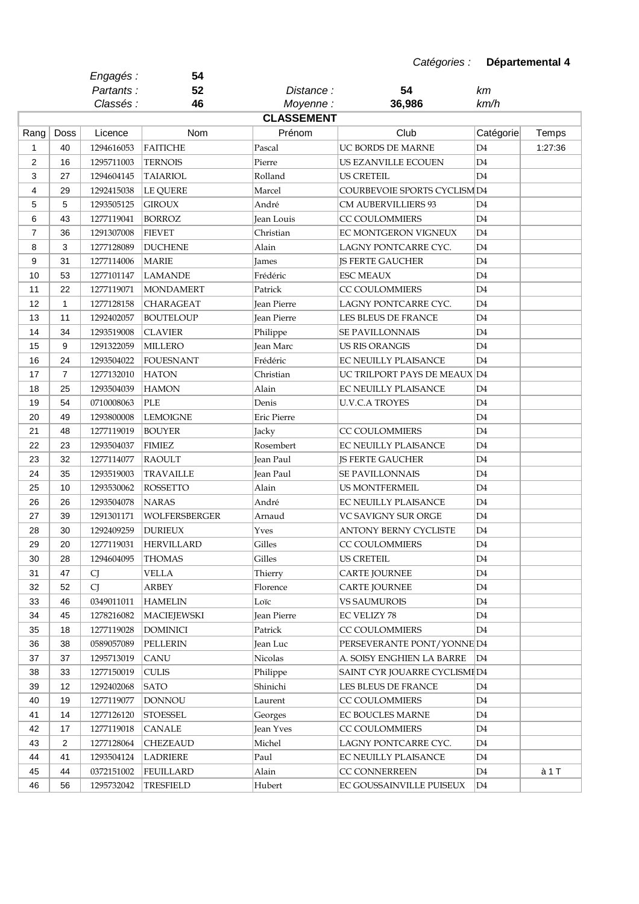*Catégories :* **Départemental 4**

| | |
|---|---|
| *Engagés :* | **54** |
| *Partants :* | **52** |
| *Classés :* | **46** |

*Distance :* **54** *km*

*Moyenne :* **36,986** *km/h*

## CLASSEMENT

| Rang | Doss | Licence | Nom | Prénom | Club | Catégorie | Temps |
|---|---|---|---|---|---|---|---|
| 1 | 40 | 1294616053 | FAITICHE | Pascal | UC BORDS DE MARNE | D4 | 1:27:36 |
| 2 | 16 | 1295711003 | TERNOIS | Pierre | US EZANVILLE ECOUEN | D4 | |
| 3 | 27 | 1294604145 | TAIARIOL | Rolland | US CRETEIL | D4 | |
| 4 | 29 | 1292415038 | LE QUERE | Marcel | COURBEVOIE SPORTS CYCLISM | D4 | |
| 5 | 5 | 1293505125 | GIROUX | André | CM AUBERVILLIERS 93 | D4 | |
| 6 | 43 | 1277119041 | BORROZ | Jean Louis | CC COULOMMIERS | D4 | |
| 7 | 36 | 1291307008 | FIEVET | Christian | EC MONTGERON VIGNEUX | D4 | |
| 8 | 3 | 1277128089 | DUCHENE | Alain | LAGNY PONTCARRE CYC. | D4 | |
| 9 | 31 | 1277114006 | MARIE | James | JS FERTE GAUCHER | D4 | |
| 10 | 53 | 1277101147 | LAMANDE | Frédéric | ESC MEAUX | D4 | |
| 11 | 22 | 1277119071 | MONDAMERT | Patrick | CC COULOMMIERS | D4 | |
| 12 | 1 | 1277128158 | CHARAGEAT | Jean Pierre | LAGNY PONTCARRE CYC. | D4 | |
| 13 | 11 | 1292402057 | BOUTELOUP | Jean Pierre | LES BLEUS DE FRANCE | D4 | |
| 14 | 34 | 1293519008 | CLAVIER | Philippe | SE PAVILLONNAIS | D4 | |
| 15 | 9 | 1291322059 | MILLERO | Jean Marc | US RIS ORANGIS | D4 | |
| 16 | 24 | 1293504022 | FOUESNANT | Frédéric | EC NEUILLY PLAISANCE | D4 | |
| 17 | 7 | 1277132010 | HATON | Christian | UC TRILPORT PAYS DE MEAUX | D4 | |
| 18 | 25 | 1293504039 | HAMON | Alain | EC NEUILLY PLAISANCE | D4 | |
| 19 | 54 | 0710008063 | PLE | Denis | U.V.C.A TROYES | D4 | |
| 20 | 49 | 1293800008 | LEMOIGNE | Eric Pierre | | D4 | |
| 21 | 48 | 1277119019 | BOUYER | Jacky | CC COULOMMIERS | D4 | |
| 22 | 23 | 1293504037 | FIMIEZ | Rosembert | EC NEUILLY PLAISANCE | D4 | |
| 23 | 32 | 1277114077 | RAOULT | Jean Paul | JS FERTE GAUCHER | D4 | |
| 24 | 35 | 1293519003 | TRAVAILLE | Jean Paul | SE PAVILLONNAIS | D4 | |
| 25 | 10 | 1293530062 | ROSSETTO | Alain | US MONTFERMEIL | D4 | |
| 26 | 26 | 1293504078 | NARAS | André | EC NEUILLY PLAISANCE | D4 | |
| 27 | 39 | 1291301171 | WOLFERSBERGER | Arnaud | VC SAVIGNY SUR ORGE | D4 | |
| 28 | 30 | 1292409259 | DURIEUX | Yves | ANTONY BERNY CYCLISTE | D4 | |
| 29 | 20 | 1277119031 | HERVILLARD | Gilles | CC COULOMMIERS | D4 | |
| 30 | 28 | 1294604095 | THOMAS | Gilles | US CRETEIL | D4 | |
| 31 | 47 | CJ | VELLA | Thierry | CARTE JOURNEE | D4 | |
| 32 | 52 | CJ | ARBEY | Florence | CARTE JOURNEE | D4 | |
| 33 | 46 | 0349011011 | HAMELIN | Loïc | VS SAUMUROIS | D4 | |
| 34 | 45 | 1278216082 | MACIEJEWSKI | Jean Pierre | EC VELIZY 78 | D4 | |
| 35 | 18 | 1277119028 | DOMINICI | Patrick | CC COULOMMIERS | D4 | |
| 36 | 38 | 0589057089 | PELLERIN | Jean Luc | PERSEVERANTE PONT/YONNE | D4 | |
| 37 | 37 | 1295713019 | CANU | Nicolas | A. SOISY ENGHIEN LA BARRE | D4 | |
| 38 | 33 | 1277150019 | CULIS | Philippe | SAINT CYR JOUARRE CYCLISME | D4 | |
| 39 | 12 | 1292402068 | SATO | Shinichi | LES BLEUS DE FRANCE | D4 | |
| 40 | 19 | 1277119077 | DONNOU | Laurent | CC COULOMMIERS | D4 | |
| 41 | 14 | 1277126120 | STOESSEL | Georges | EC BOUCLES MARNE | D4 | |
| 42 | 17 | 1277119018 | CANALE | Jean Yves | CC COULOMMIERS | D4 | |
| 43 | 2 | 1277128064 | CHEZEAUD | Michel | LAGNY PONTCARRE CYC. | D4 | |
| 44 | 41 | 1293504124 | LADRIERE | Paul | EC NEUILLY PLAISANCE | D4 | |
| 45 | 44 | 0372151002 | FEUILLARD | Alain | CC CONNERREEN | D4 | à 1 T |
| 46 | 56 | 1295732042 | TRESFIELD | Hubert | EC GOUSSAINVILLE PUISEUX | D4 | |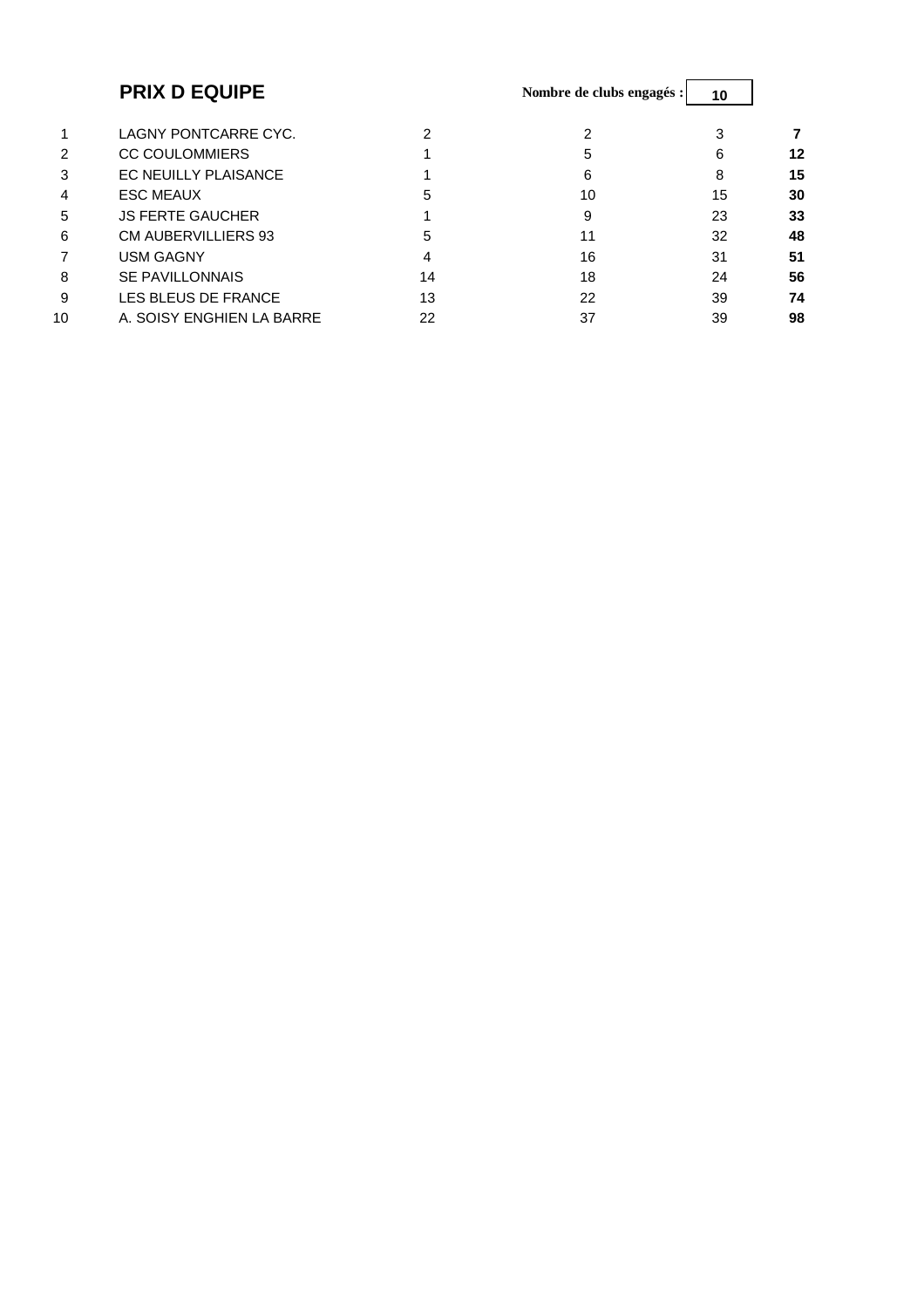## **PRIX D EQUIPE**

**Nombre de clubs engagés :** 10

| | | | | | |
|---|---|---|---|---|---|
| 1 | LAGNY PONTCARRE CYC. | 2 | 2 | 3 | **7** |
| 2 | CC COULOMMIERS | 1 | 5 | 6 | **12** |
| 3 | EC NEUILLY PLAISANCE | 1 | 6 | 8 | **15** |
| 4 | ESC MEAUX | 5 | 10 | 15 | **30** |
| 5 | JS FERTE GAUCHER | 1 | 9 | 23 | **33** |
| 6 | CM AUBERVILLIERS 93 | 5 | 11 | 32 | **48** |
| 7 | USM GAGNY | 4 | 16 | 31 | **51** |
| 8 | SE PAVILLONNAIS | 14 | 18 | 24 | **56** |
| 9 | LES BLEUS DE FRANCE | 13 | 22 | 39 | **74** |
| 10 | A. SOISY ENGHIEN LA BARRE | 22 | 37 | 39 | **98** |